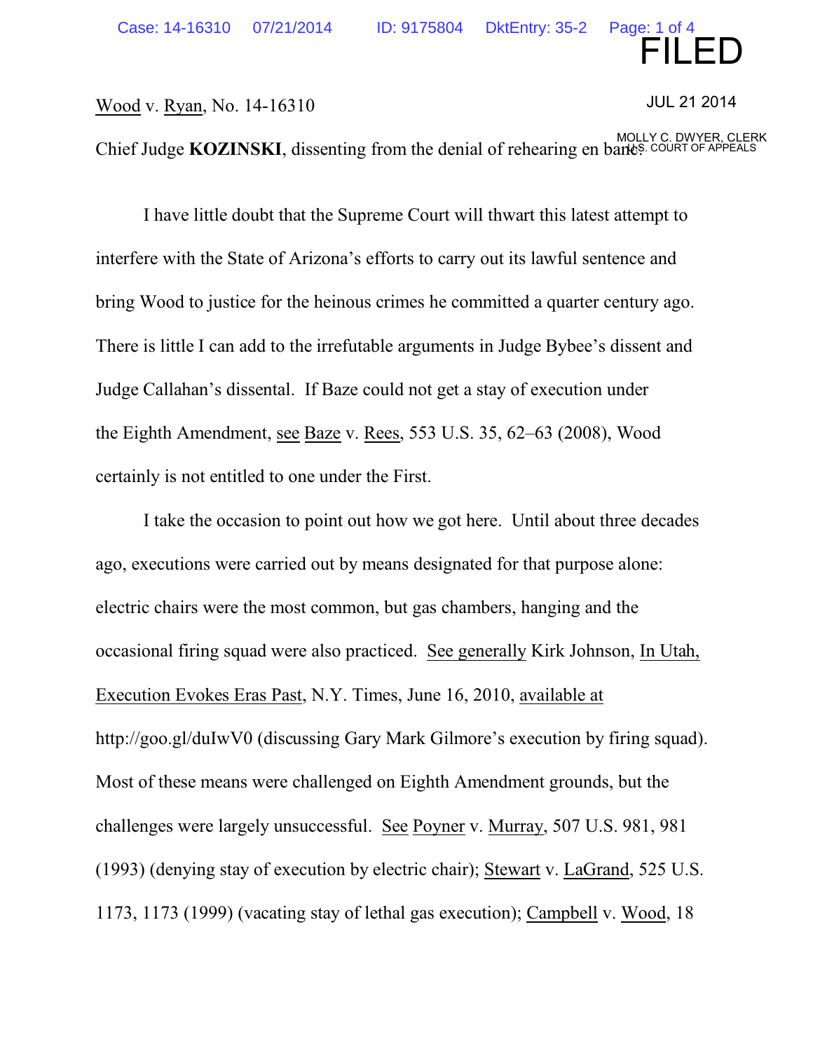Wood v. Ryan, No. 14-16310

Chief Judge **KOZINSKI**, dissenting from the denial of rehearing en banc:

I have little doubt that the Supreme Court will thwart this latest attempt to interfere with the State of Arizona's efforts to carry out its lawful sentence and bring Wood to justice for the heinous crimes he committed a quarter century ago. There is little I can add to the irrefutable arguments in Judge Bybee's dissent and Judge Callahan's dissental. If Baze could not get a stay of execution under the Eighth Amendment, see Baze v. Rees, 553 U.S. 35, 62–63 (2008), Wood certainly is not entitled to one under the First.

I take the occasion to point out how we got here. Until about three decades ago, executions were carried out by means designated for that purpose alone: electric chairs were the most common, but gas chambers, hanging and the occasional firing squad were also practiced. See generally Kirk Johnson, In Utah, Execution Evokes Eras Past, N.Y. Times, June 16, 2010, available at http://goo.gl/duIwV0 (discussing Gary Mark Gilmore's execution by firing squad). Most of these means were challenged on Eighth Amendment grounds, but the challenges were largely unsuccessful. See Poyner v. Murray, 507 U.S. 981, 981 (1993) (denying stay of execution by electric chair); Stewart v. LaGrand, 525 U.S. 1173, 1173 (1999) (vacating stay of lethal gas execution); Campbell v. Wood, 18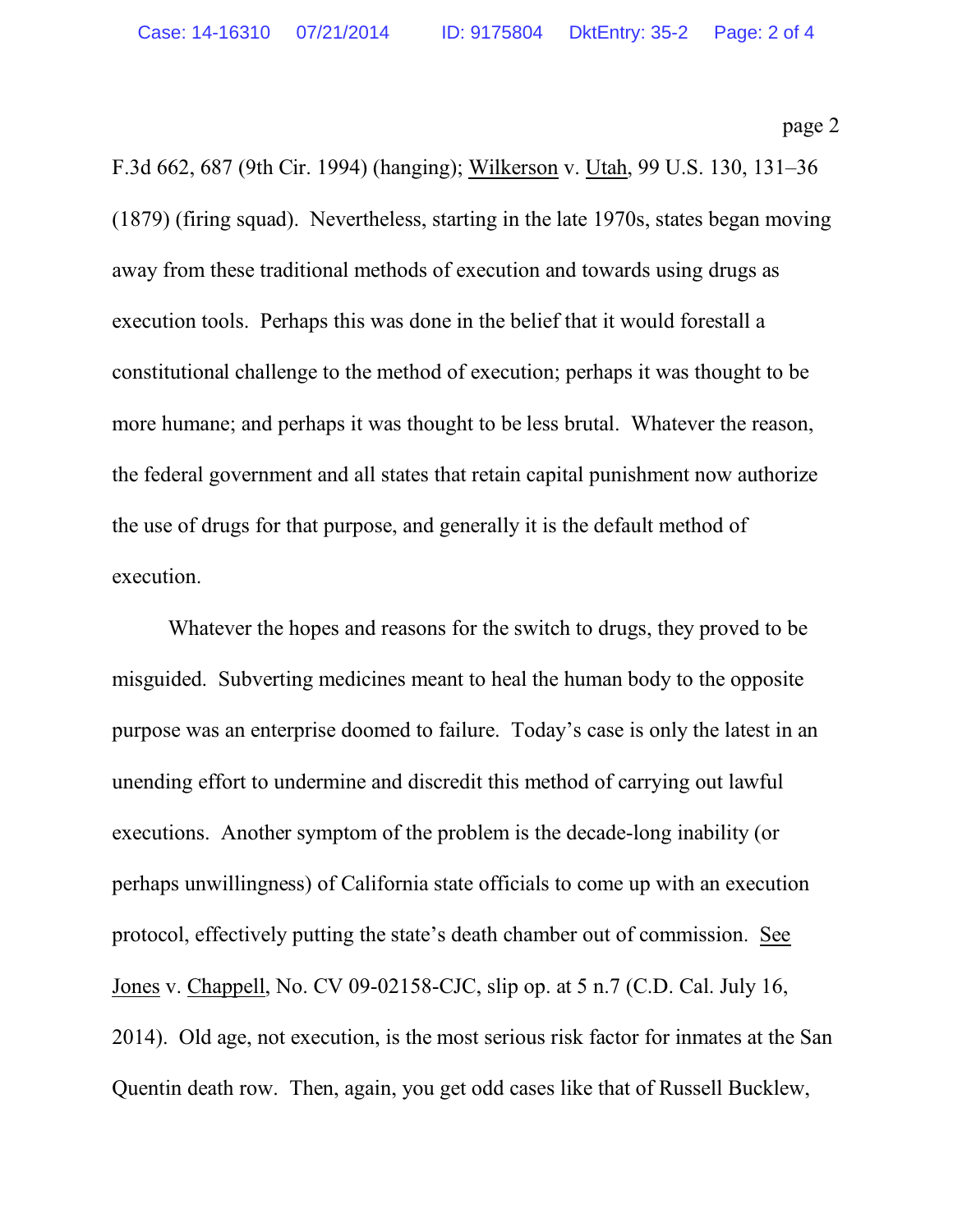F.3d 662, 687 (9th Cir. 1994) (hanging); Wilkerson v. Utah, 99 U.S. 130, 131–36 (1879) (firing squad). Nevertheless, starting in the late 1970s, states began moving away from these traditional methods of execution and towards using drugs as execution tools. Perhaps this was done in the belief that it would forestall a constitutional challenge to the method of execution; perhaps it was thought to be more humane; and perhaps it was thought to be less brutal. Whatever the reason, the federal government and all states that retain capital punishment now authorize the use of drugs for that purpose, and generally it is the default method of execution.

Whatever the hopes and reasons for the switch to drugs, they proved to be misguided. Subverting medicines meant to heal the human body to the opposite purpose was an enterprise doomed to failure. Today's case is only the latest in an unending effort to undermine and discredit this method of carrying out lawful executions. Another symptom of the problem is the decade-long inability (or perhaps unwillingness) of California state officials to come up with an execution protocol, effectively putting the state's death chamber out of commission. See Jones v. Chappell, No. CV 09-02158-CJC, slip op. at 5 n.7 (C.D. Cal. July 16, 2014). Old age, not execution, is the most serious risk factor for inmates at the San Quentin death row. Then, again, you get odd cases like that of Russell Bucklew,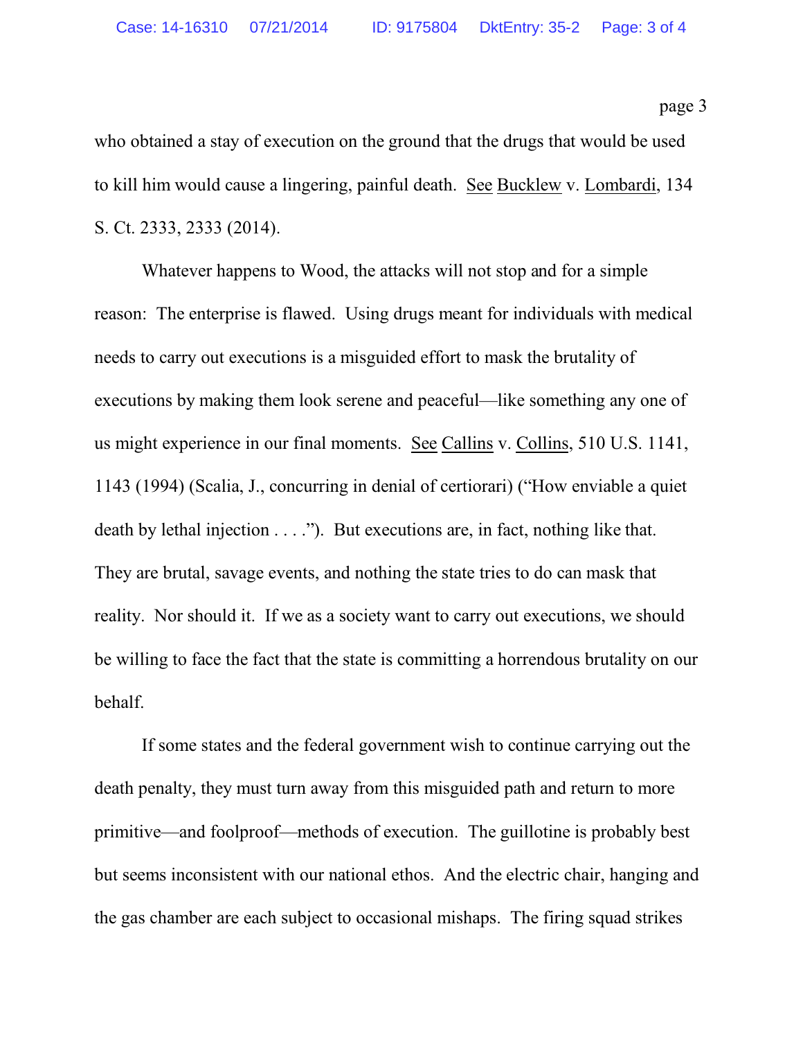who obtained a stay of execution on the ground that the drugs that would be used to kill him would cause a lingering, painful death. See Bucklew v. Lombardi, 134 S. Ct. 2333, 2333 (2014).

Whatever happens to Wood, the attacks will not stop and for a simple reason: The enterprise is flawed. Using drugs meant for individuals with medical needs to carry out executions is a misguided effort to mask the brutality of executions by making them look serene and peaceful—like something any one of us might experience in our final moments. See Callins v. Collins, 510 U.S. 1141, 1143 (1994) (Scalia, J., concurring in denial of certiorari) ("How enviable a quiet death by lethal injection . . . ."). But executions are, in fact, nothing like that. They are brutal, savage events, and nothing the state tries to do can mask that reality. Nor should it. If we as a society want to carry out executions, we should be willing to face the fact that the state is committing a horrendous brutality on our behalf.

If some states and the federal government wish to continue carrying out the death penalty, they must turn away from this misguided path and return to more primitive—and foolproof—methods of execution. The guillotine is probably best but seems inconsistent with our national ethos. And the electric chair, hanging and the gas chamber are each subject to occasional mishaps. The firing squad strikes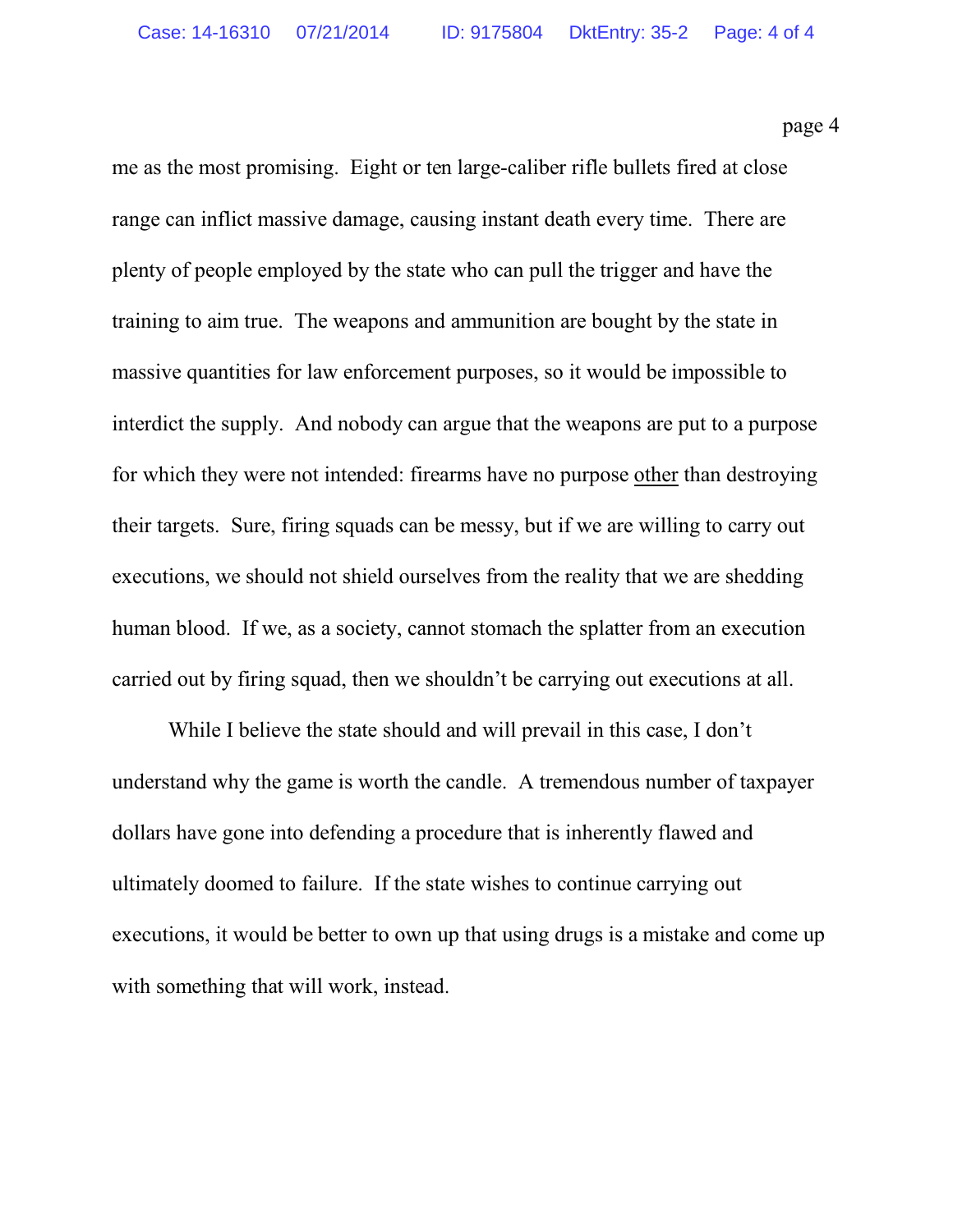me as the most promising. Eight or ten large-caliber rifle bullets fired at close range can inflict massive damage, causing instant death every time. There are plenty of people employed by the state who can pull the trigger and have the training to aim true. The weapons and ammunition are bought by the state in massive quantities for law enforcement purposes, so it would be impossible to interdict the supply. And nobody can argue that the weapons are put to a purpose for which they were not intended: firearms have no purpose <u>other</u> than destroying their targets. Sure, firing squads can be messy, but if we are willing to carry out executions, we should not shield ourselves from the reality that we are shedding human blood. If we, as a society, cannot stomach the splatter from an execution carried out by firing squad, then we shouldn't be carrying out executions at all.

While I believe the state should and will prevail in this case, I don't understand why the game is worth the candle. A tremendous number of taxpayer dollars have gone into defending a procedure that is inherently flawed and ultimately doomed to failure. If the state wishes to continue carrying out executions, it would be better to own up that using drugs is a mistake and come up with something that will work, instead.